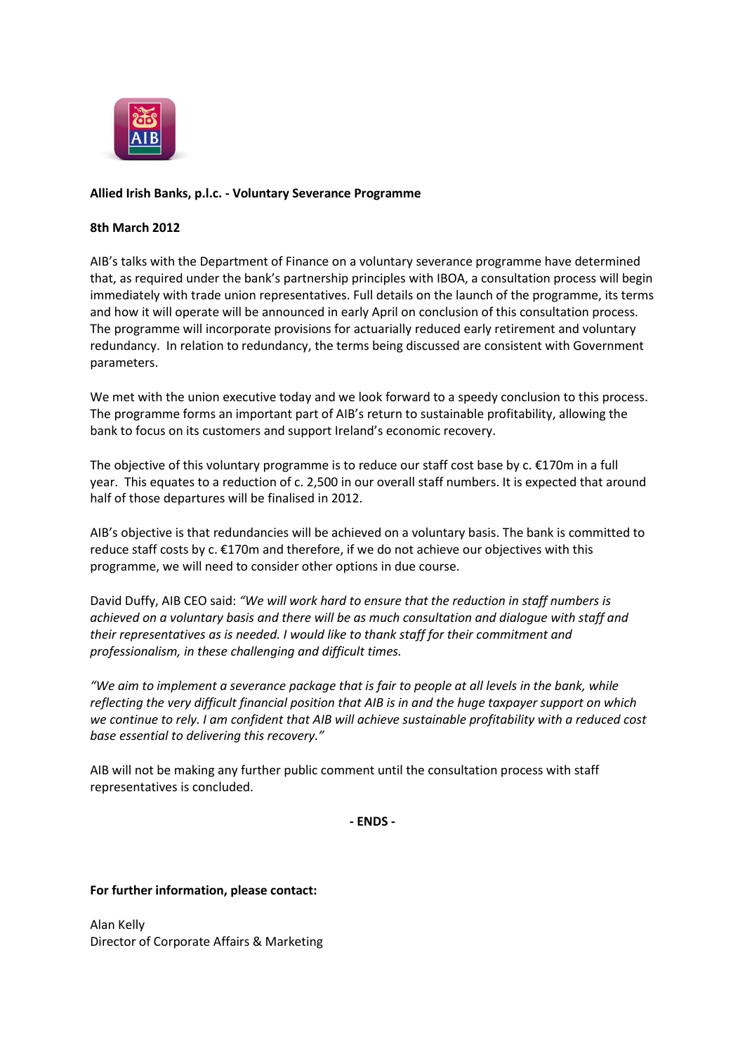**Allied Irish Banks, p.l.c. - Voluntary Severance Programme**

**8th March 2012**

AIB's talks with the Department of Finance on a voluntary severance programme have determined that, as required under the bank's partnership principles with IBOA, a consultation process will begin immediately with trade union representatives. Full details on the launch of the programme, its terms and how it will operate will be announced in early April on conclusion of this consultation process. The programme will incorporate provisions for actuarially reduced early retirement and voluntary redundancy. In relation to redundancy, the terms being discussed are consistent with Government parameters.

We met with the union executive today and we look forward to a speedy conclusion to this process. The programme forms an important part of AIB's return to sustainable profitability, allowing the bank to focus on its customers and support Ireland's economic recovery.

The objective of this voluntary programme is to reduce our staff cost base by c. €170m in a full year. This equates to a reduction of c. 2,500 in our overall staff numbers. It is expected that around half of those departures will be finalised in 2012.

AIB's objective is that redundancies will be achieved on a voluntary basis. The bank is committed to reduce staff costs by c. €170m and therefore, if we do not achieve our objectives with this programme, we will need to consider other options in due course.

David Duffy, AIB CEO said: *"We will work hard to ensure that the reduction in staff numbers is achieved on a voluntary basis and there will be as much consultation and dialogue with staff and their representatives as is needed. I would like to thank staff for their commitment and professionalism, in these challenging and difficult times.*

*"We aim to implement a severance package that is fair to people at all levels in the bank, while reflecting the very difficult financial position that AIB is in and the huge taxpayer support on which we continue to rely. I am confident that AIB will achieve sustainable profitability with a reduced cost base essential to delivering this recovery."*

AIB will not be making any further public comment until the consultation process with staff representatives is concluded.

**- ENDS -**

**For further information, please contact:**

Alan Kelly
Director of Corporate Affairs & Marketing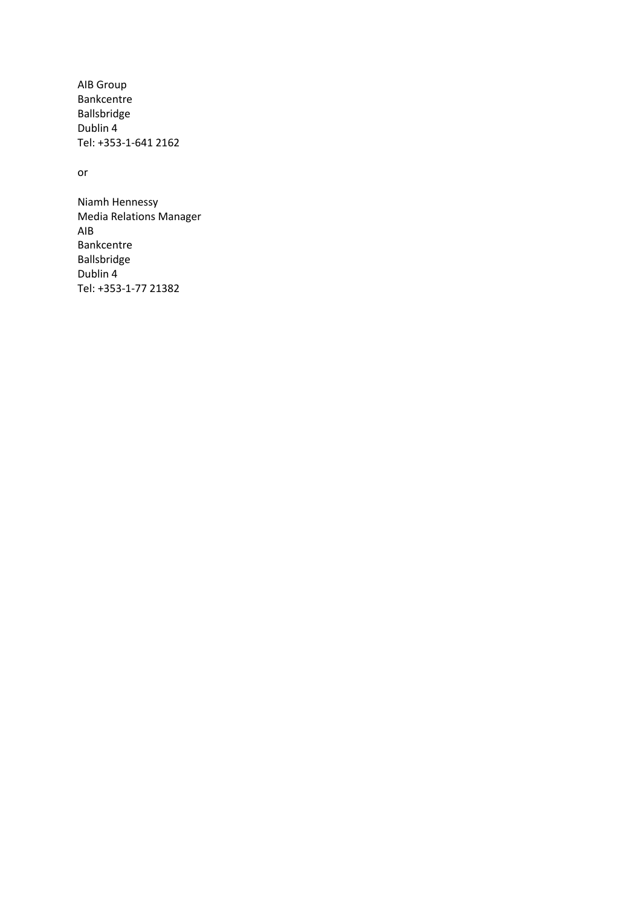AIB Group  
Bankcentre  
Ballsbridge  
Dublin 4  
Tel: +353-1-641 2162

or

Niamh Hennessy  
Media Relations Manager  
AIB  
Bankcentre  
Ballsbridge  
Dublin 4  
Tel: +353-1-77 21382